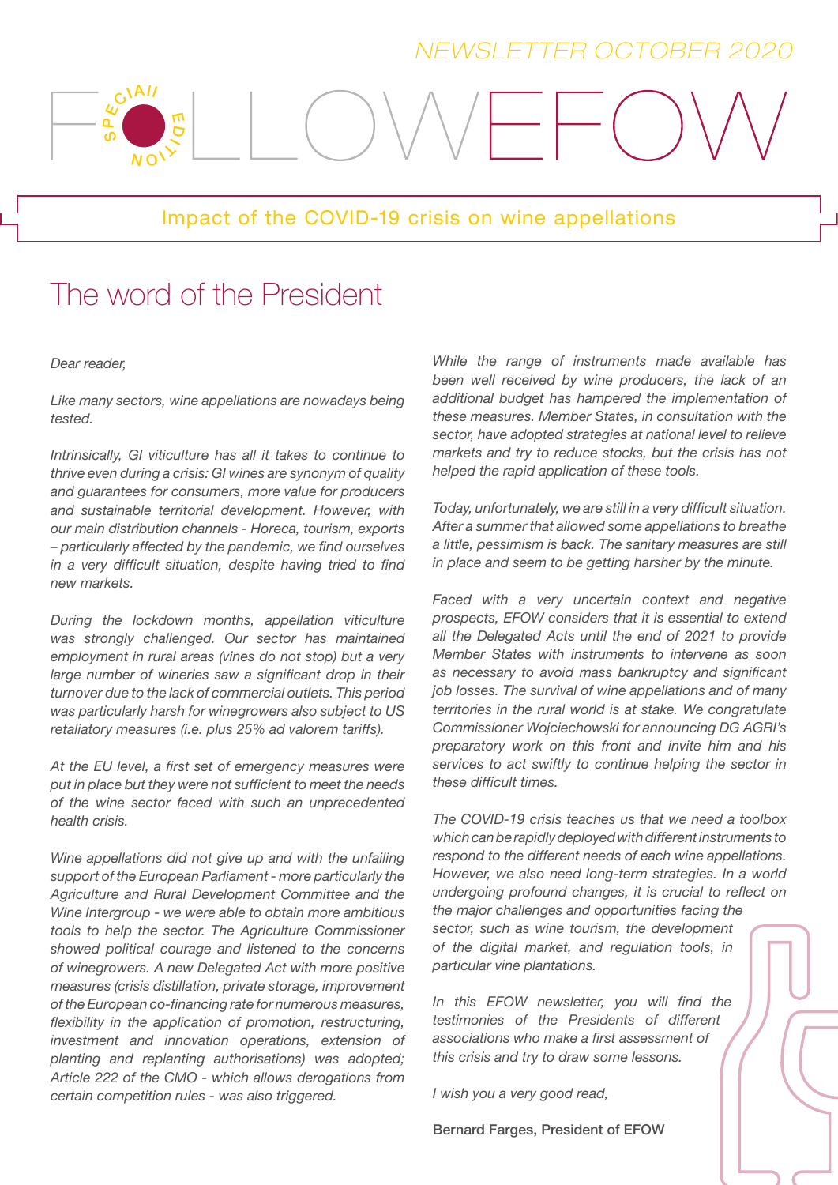NEWSLETTER OCTOBER 2020

# FOLLOWEFOW

SPECIAL EDITION

## Impact of the COVID-19 crisis on wine appellations

## The word of the President

*Dear reader,*

*Like many sectors, wine appellations are nowadays being tested.*

*Intrinsically, GI viticulture has all it takes to continue to thrive even during a crisis: GI wines are synonym of quality and guarantees for consumers, more value for producers and sustainable territorial development. However, with our main distribution channels - Horeca, tourism, exports – particularly affected by the pandemic, we find ourselves in a very difficult situation, despite having tried to find new markets.*

*During the lockdown months, appellation viticulture was strongly challenged. Our sector has maintained employment in rural areas (vines do not stop) but a very large number of wineries saw a significant drop in their turnover due to the lack of commercial outlets. This period was particularly harsh for winegrowers also subject to US retaliatory measures (i.e. plus 25% ad valorem tariffs).*

*At the EU level, a first set of emergency measures were put in place but they were not sufficient to meet the needs of the wine sector faced with such an unprecedented health crisis.*

*Wine appellations did not give up and with the unfailing support of the European Parliament - more particularly the Agriculture and Rural Development Committee and the Wine Intergroup - we were able to obtain more ambitious tools to help the sector. The Agriculture Commissioner showed political courage and listened to the concerns of winegrowers. A new Delegated Act with more positive measures (crisis distillation, private storage, improvement of the European co-financing rate for numerous measures, flexibility in the application of promotion, restructuring, investment and innovation operations, extension of planting and replanting authorisations) was adopted; Article 222 of the CMO - which allows derogations from certain competition rules - was also triggered.*

*While the range of instruments made available has been well received by wine producers, the lack of an additional budget has hampered the implementation of these measures. Member States, in consultation with the sector, have adopted strategies at national level to relieve markets and try to reduce stocks, but the crisis has not helped the rapid application of these tools.*

*Today, unfortunately, we are still in a very difficult situation. After a summer that allowed some appellations to breathe a little, pessimism is back. The sanitary measures are still in place and seem to be getting harsher by the minute.*

*Faced with a very uncertain context and negative prospects, EFOW considers that it is essential to extend all the Delegated Acts until the end of 2021 to provide Member States with instruments to intervene as soon as necessary to avoid mass bankruptcy and significant job losses. The survival of wine appellations and of many territories in the rural world is at stake. We congratulate Commissioner Wojciechowski for announcing DG AGRI's preparatory work on this front and invite him and his services to act swiftly to continue helping the sector in these difficult times.*

*The COVID-19 crisis teaches us that we need a toolbox which can be rapidly deployed with different instruments to respond to the different needs of each wine appellations. However, we also need long-term strategies. In a world undergoing profound changes, it is crucial to reflect on the major challenges and opportunities facing the sector, such as wine tourism, the development of the digital market, and regulation tools, in particular vine plantations.*

*In this EFOW newsletter, you will find the testimonies of the Presidents of different associations who make a first assessment of this crisis and try to draw some lessons.*

*I wish you a very good read,*

Bernard Farges, President of EFOW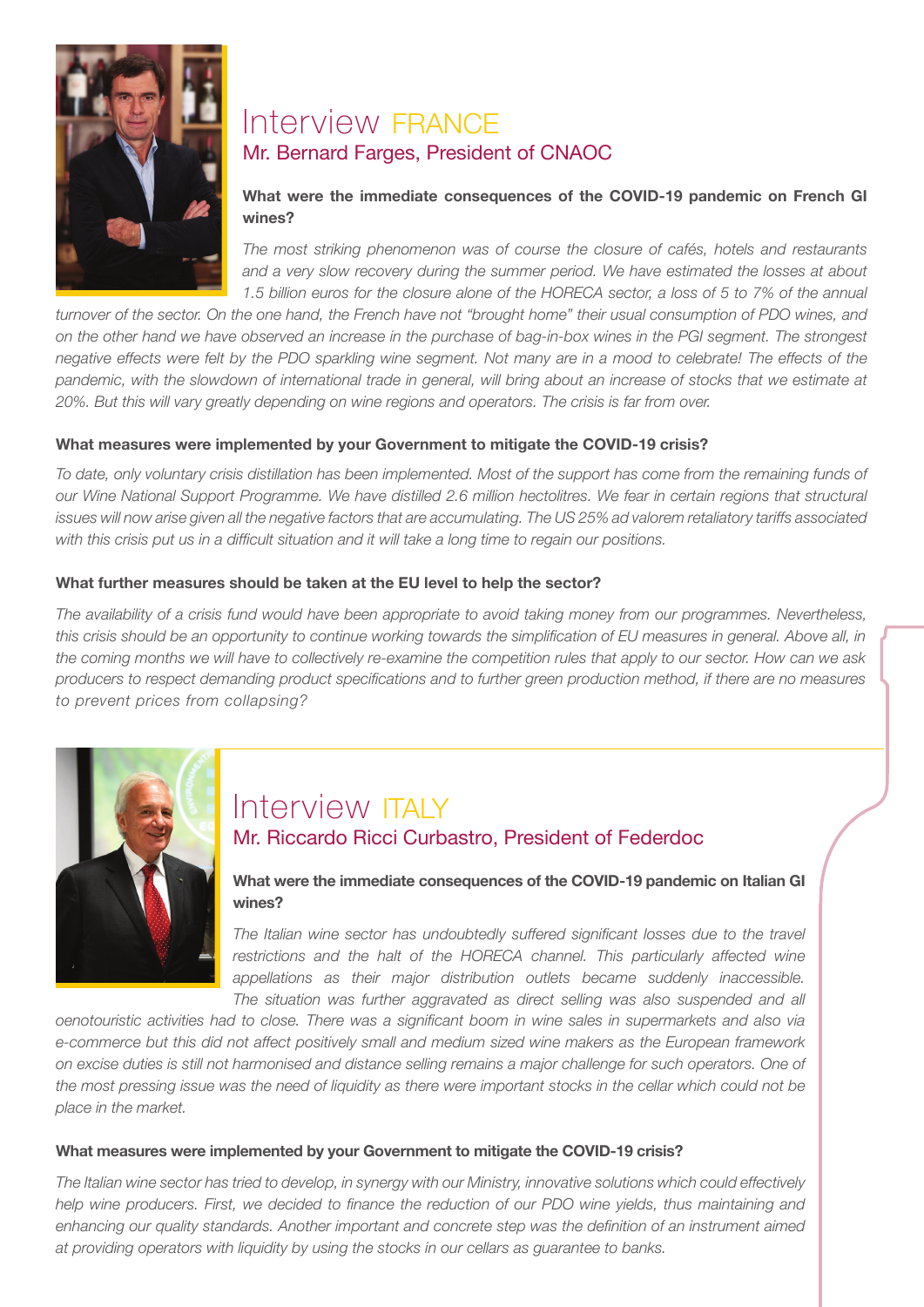# Interview FRANCE

## Mr. Bernard Farges, President of CNAOC

**What were the immediate consequences of the COVID-19 pandemic on French GI wines?**

*The most striking phenomenon was of course the closure of cafés, hotels and restaurants and a very slow recovery during the summer period. We have estimated the losses at about 1.5 billion euros for the closure alone of the HORECA sector, a loss of 5 to 7% of the annual turnover of the sector. On the one hand, the French have not "brought home" their usual consumption of PDO wines, and on the other hand we have observed an increase in the purchase of bag-in-box wines in the PGI segment. The strongest negative effects were felt by the PDO sparkling wine segment. Not many are in a mood to celebrate! The effects of the pandemic, with the slowdown of international trade in general, will bring about an increase of stocks that we estimate at 20%. But this will vary greatly depending on wine regions and operators. The crisis is far from over.*

**What measures were implemented by your Government to mitigate the COVID-19 crisis?**

*To date, only voluntary crisis distillation has been implemented. Most of the support has come from the remaining funds of our Wine National Support Programme. We have distilled 2.6 million hectolitres. We fear in certain regions that structural issues will now arise given all the negative factors that are accumulating. The US 25% ad valorem retaliatory tariffs associated with this crisis put us in a difficult situation and it will take a long time to regain our positions.*

**What further measures should be taken at the EU level to help the sector?**

*The availability of a crisis fund would have been appropriate to avoid taking money from our programmes. Nevertheless, this crisis should be an opportunity to continue working towards the simplification of EU measures in general. Above all, in the coming months we will have to collectively re-examine the competition rules that apply to our sector. How can we ask producers to respect demanding product specifications and to further green production method, if there are no measures to prevent prices from collapsing?*

# Interview ITALY

## Mr. Riccardo Ricci Curbastro, President of Federdoc

**What were the immediate consequences of the COVID-19 pandemic on Italian GI wines?**

*The Italian wine sector has undoubtedly suffered significant losses due to the travel restrictions and the halt of the HORECA channel. This particularly affected wine appellations as their major distribution outlets became suddenly inaccessible. The situation was further aggravated as direct selling was also suspended and all oenotouristic activities had to close. There was a significant boom in wine sales in supermarkets and also via e-commerce but this did not affect positively small and medium sized wine makers as the European framework on excise duties is still not harmonised and distance selling remains a major challenge for such operators. One of the most pressing issue was the need of liquidity as there were important stocks in the cellar which could not be place in the market.*

**What measures were implemented by your Government to mitigate the COVID-19 crisis?**

*The Italian wine sector has tried to develop, in synergy with our Ministry, innovative solutions which could effectively help wine producers. First, we decided to finance the reduction of our PDO wine yields, thus maintaining and enhancing our quality standards. Another important and concrete step was the definition of an instrument aimed at providing operators with liquidity by using the stocks in our cellars as guarantee to banks.*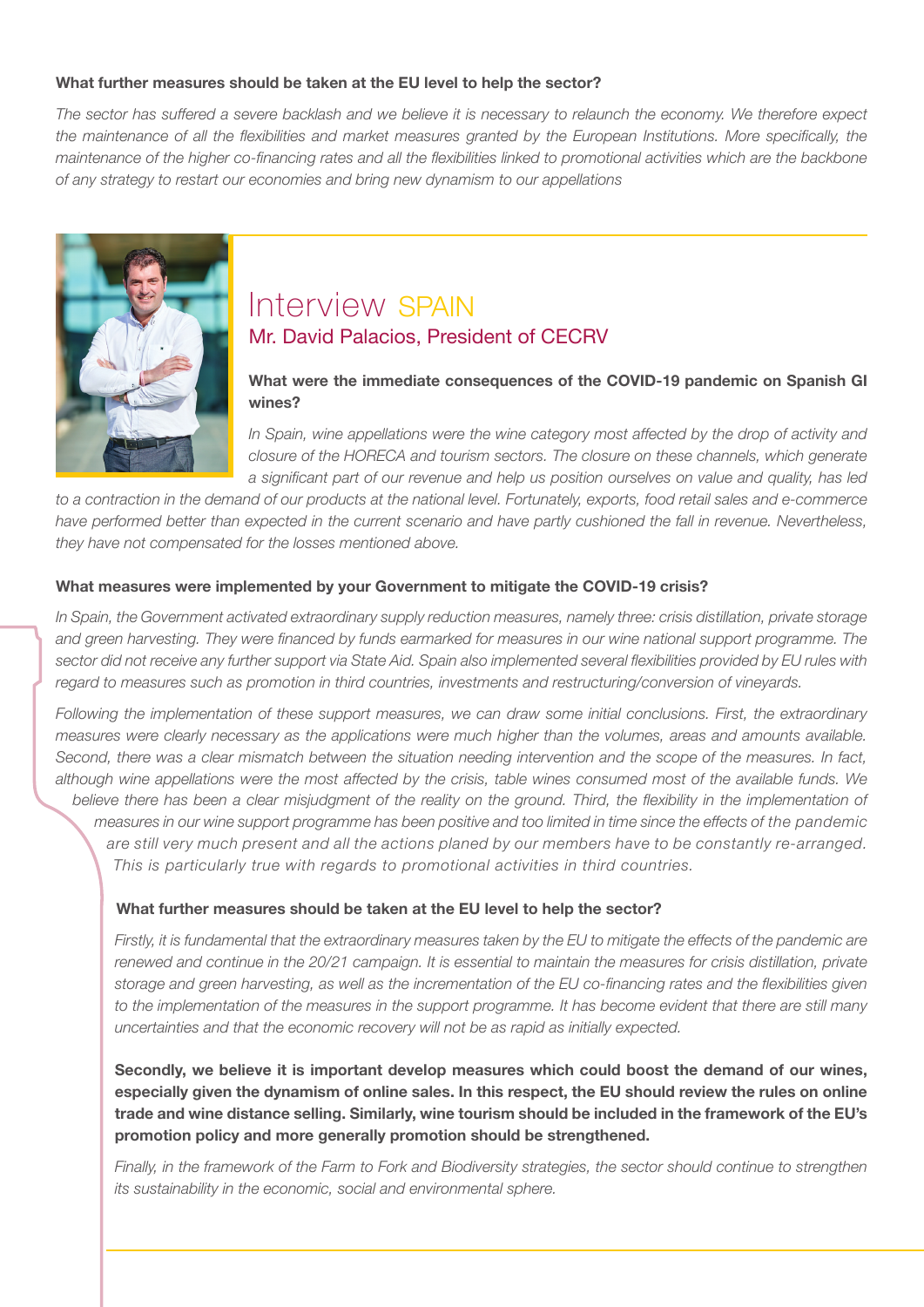**What further measures should be taken at the EU level to help the sector?**

*The sector has suffered a severe backlash and we believe it is necessary to relaunch the economy. We therefore expect the maintenance of all the flexibilities and market measures granted by the European Institutions. More specifically, the maintenance of the higher co-financing rates and all the flexibilities linked to promotional activities which are the backbone of any strategy to restart our economies and bring new dynamism to our appellations*

## Interview SPAIN

### Mr. David Palacios, President of CECRV

**What were the immediate consequences of the COVID-19 pandemic on Spanish GI wines?**

*In Spain, wine appellations were the wine category most affected by the drop of activity and closure of the HORECA and tourism sectors. The closure on these channels, which generate a significant part of our revenue and help us position ourselves on value and quality, has led to a contraction in the demand of our products at the national level. Fortunately, exports, food retail sales and e-commerce have performed better than expected in the current scenario and have partly cushioned the fall in revenue. Nevertheless, they have not compensated for the losses mentioned above.*

**What measures were implemented by your Government to mitigate the COVID-19 crisis?**

*In Spain, the Government activated extraordinary supply reduction measures, namely three: crisis distillation, private storage and green harvesting. They were financed by funds earmarked for measures in our wine national support programme. The sector did not receive any further support via State Aid. Spain also implemented several flexibilities provided by EU rules with regard to measures such as promotion in third countries, investments and restructuring/conversion of vineyards.*

*Following the implementation of these support measures, we can draw some initial conclusions. First, the extraordinary measures were clearly necessary as the applications were much higher than the volumes, areas and amounts available. Second, there was a clear mismatch between the situation needing intervention and the scope of the measures. In fact, although wine appellations were the most affected by the crisis, table wines consumed most of the available funds. We believe there has been a clear misjudgment of the reality on the ground. Third, the flexibility in the implementation of measures in our wine support programme has been positive and too limited in time since the effects of the pandemic are still very much present and all the actions planed by our members have to be constantly re-arranged. This is particularly true with regards to promotional activities in third countries.*

**What further measures should be taken at the EU level to help the sector?**

*Firstly, it is fundamental that the extraordinary measures taken by the EU to mitigate the effects of the pandemic are renewed and continue in the 20/21 campaign. It is essential to maintain the measures for crisis distillation, private storage and green harvesting, as well as the incrementation of the EU co-financing rates and the flexibilities given to the implementation of the measures in the support programme. It has become evident that there are still many uncertainties and that the economic recovery will not be as rapid as initially expected.*

**Secondly, we believe it is important develop measures which could boost the demand of our wines, especially given the dynamism of online sales. In this respect, the EU should review the rules on online trade and wine distance selling. Similarly, wine tourism should be included in the framework of the EU's promotion policy and more generally promotion should be strengthened.**

*Finally, in the framework of the Farm to Fork and Biodiversity strategies, the sector should continue to strengthen its sustainability in the economic, social and environmental sphere.*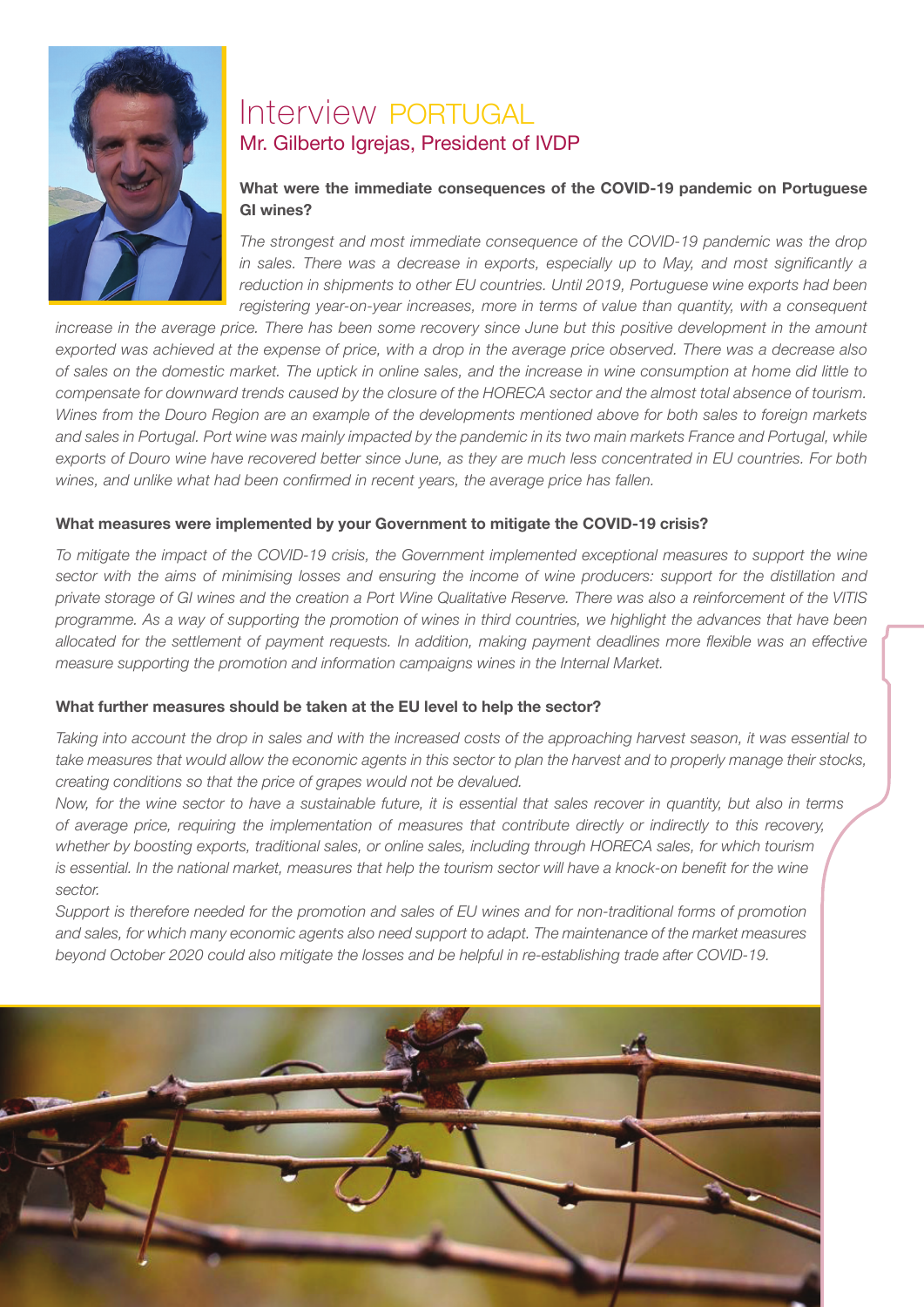# Interview PORTUGAL

## Mr. Gilberto Igrejas, President of IVDP

### What were the immediate consequences of the COVID-19 pandemic on Portuguese GI wines?

*The strongest and most immediate consequence of the COVID-19 pandemic was the drop in sales. There was a decrease in exports, especially up to May, and most significantly a reduction in shipments to other EU countries. Until 2019, Portuguese wine exports had been registering year-on-year increases, more in terms of value than quantity, with a consequent increase in the average price. There has been some recovery since June but this positive development in the amount exported was achieved at the expense of price, with a drop in the average price observed. There was a decrease also of sales on the domestic market. The uptick in online sales, and the increase in wine consumption at home did little to compensate for downward trends caused by the closure of the HORECA sector and the almost total absence of tourism. Wines from the Douro Region are an example of the developments mentioned above for both sales to foreign markets and sales in Portugal. Port wine was mainly impacted by the pandemic in its two main markets France and Portugal, while exports of Douro wine have recovered better since June, as they are much less concentrated in EU countries. For both wines, and unlike what had been confirmed in recent years, the average price has fallen.*

### What measures were implemented by your Government to mitigate the COVID-19 crisis?

*To mitigate the impact of the COVID-19 crisis, the Government implemented exceptional measures to support the wine sector with the aims of minimising losses and ensuring the income of wine producers: support for the distillation and private storage of GI wines and the creation a Port Wine Qualitative Reserve. There was also a reinforcement of the VITIS programme. As a way of supporting the promotion of wines in third countries, we highlight the advances that have been allocated for the settlement of payment requests. In addition, making payment deadlines more flexible was an effective measure supporting the promotion and information campaigns wines in the Internal Market.*

### What further measures should be taken at the EU level to help the sector?

*Taking into account the drop in sales and with the increased costs of the approaching harvest season, it was essential to take measures that would allow the economic agents in this sector to plan the harvest and to properly manage their stocks, creating conditions so that the price of grapes would not be devalued.*

*Now, for the wine sector to have a sustainable future, it is essential that sales recover in quantity, but also in terms of average price, requiring the implementation of measures that contribute directly or indirectly to this recovery, whether by boosting exports, traditional sales, or online sales, including through HORECA sales, for which tourism is essential. In the national market, measures that help the tourism sector will have a knock-on benefit for the wine sector.*

*Support is therefore needed for the promotion and sales of EU wines and for non-traditional forms of promotion and sales, for which many economic agents also need support to adapt. The maintenance of the market measures beyond October 2020 could also mitigate the losses and be helpful in re-establishing trade after COVID-19.*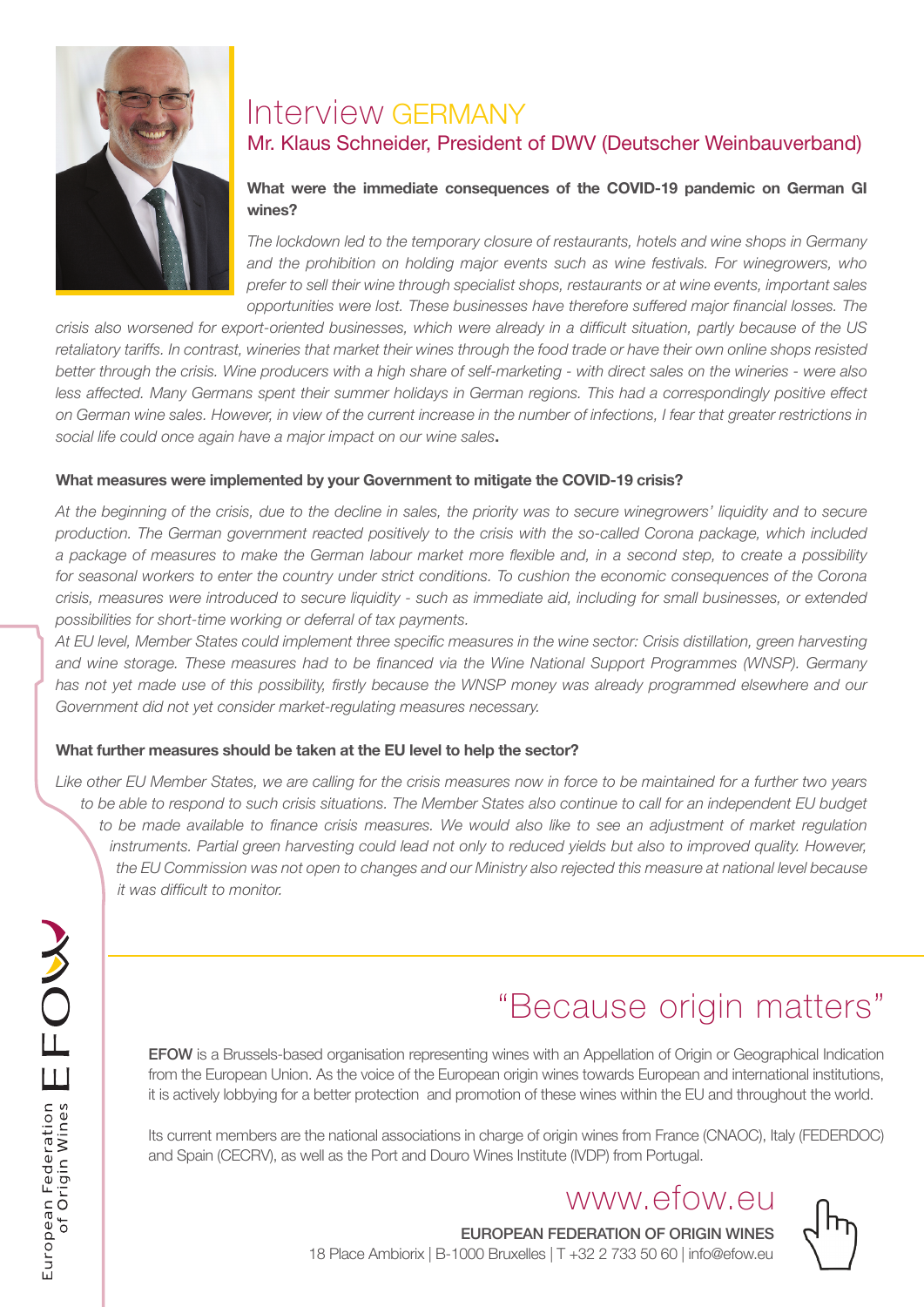# Interview GERMANY

## Mr. Klaus Schneider, President of DWV (Deutscher Weinbauverband)

**What were the immediate consequences of the COVID-19 pandemic on German GI wines?**

*The lockdown led to the temporary closure of restaurants, hotels and wine shops in Germany and the prohibition on holding major events such as wine festivals. For winegrowers, who prefer to sell their wine through specialist shops, restaurants or at wine events, important sales opportunities were lost. These businesses have therefore suffered major financial losses. The crisis also worsened for export-oriented businesses, which were already in a difficult situation, partly because of the US retaliatory tariffs. In contrast, wineries that market their wines through the food trade or have their own online shops resisted better through the crisis. Wine producers with a high share of self-marketing - with direct sales on the wineries - were also less affected. Many Germans spent their summer holidays in German regions. This had a correspondingly positive effect on German wine sales. However, in view of the current increase in the number of infections, I fear that greater restrictions in social life could once again have a major impact on our wine sales***.**

**What measures were implemented by your Government to mitigate the COVID-19 crisis?**

*At the beginning of the crisis, due to the decline in sales, the priority was to secure winegrowers' liquidity and to secure production. The German government reacted positively to the crisis with the so-called Corona package, which included a package of measures to make the German labour market more flexible and, in a second step, to create a possibility for seasonal workers to enter the country under strict conditions. To cushion the economic consequences of the Corona crisis, measures were introduced to secure liquidity - such as immediate aid, including for small businesses, or extended possibilities for short-time working or deferral of tax payments.*

*At EU level, Member States could implement three specific measures in the wine sector: Crisis distillation, green harvesting and wine storage. These measures had to be financed via the Wine National Support Programmes (WNSP). Germany has not yet made use of this possibility, firstly because the WNSP money was already programmed elsewhere and our Government did not yet consider market-regulating measures necessary.*

**What further measures should be taken at the EU level to help the sector?**

*Like other EU Member States, we are calling for the crisis measures now in force to be maintained for a further two years to be able to respond to such crisis situations. The Member States also continue to call for an independent EU budget to be made available to finance crisis measures. We would also like to see an adjustment of market regulation instruments. Partial green harvesting could lead not only to reduced yields but also to improved quality. However, the EU Commission was not open to changes and our Ministry also rejected this measure at national level because it was difficult to monitor.*

---

European Federation of Origin Wines — EFOW

## "Because origin matters"

**EFOW** is a Brussels-based organisation representing wines with an Appellation of Origin or Geographical Indication from the European Union. As the voice of the European origin wines towards European and international institutions, it is actively lobbying for a better protection and promotion of these wines within the EU and throughout the world.

Its current members are the national associations in charge of origin wines from France (CNAOC), Italy (FEDERDOC) and Spain (CECRV), as well as the Port and Douro Wines Institute (IVDP) from Portugal.

www.efow.eu

**EUROPEAN FEDERATION OF ORIGIN WINES**
18 Place Ambiorix | B-1000 Bruxelles | T +32 2 733 50 60 | info@efow.eu